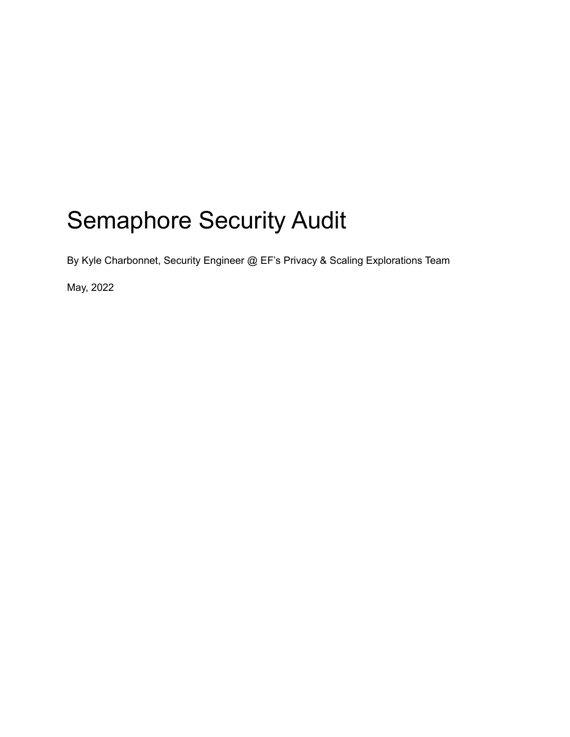# Semaphore Security Audit

By Kyle Charbonnet, Security Engineer @ EF’s Privacy & Scaling Explorations Team

May, 2022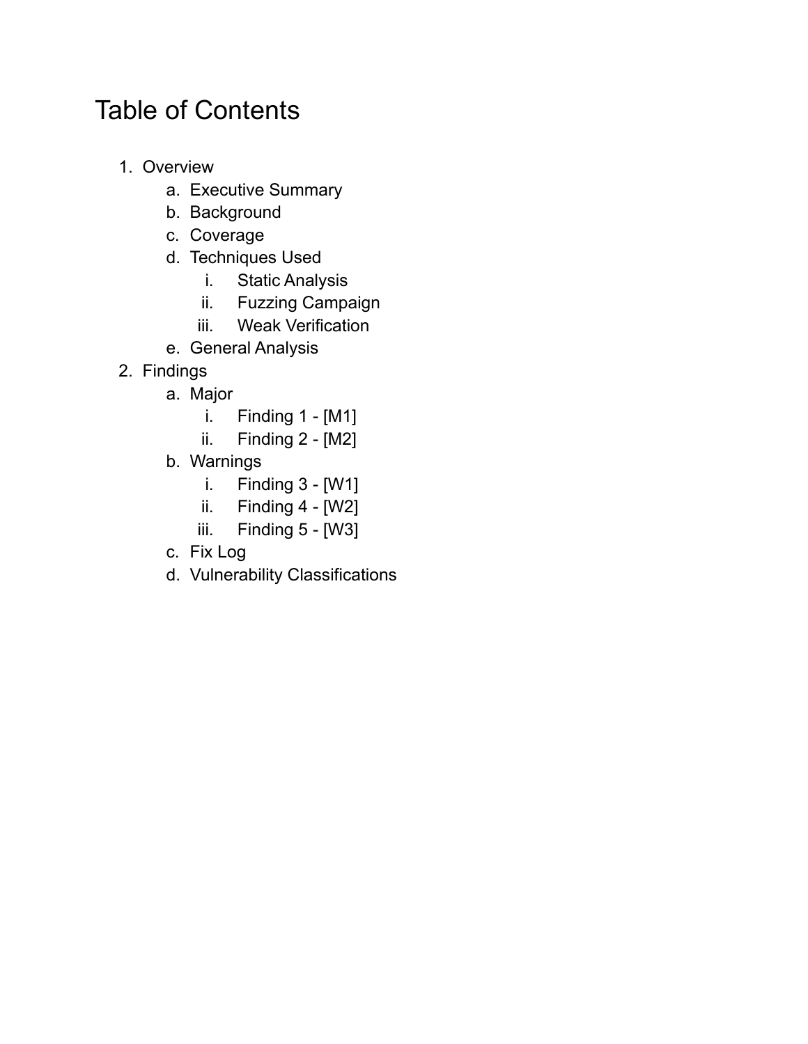# Table of Contents

1. Overview
   a. Executive Summary
   b. Background
   c. Coverage
   d. Techniques Used
      i. Static Analysis
      ii. Fuzzing Campaign
      iii. Weak Verification
   e. General Analysis
2. Findings
   a. Major
      i. Finding 1 - [M1]
      ii. Finding 2 - [M2]
   b. Warnings
      i. Finding 3 - [W1]
      ii. Finding 4 - [W2]
      iii. Finding 5 - [W3]
   c. Fix Log
   d. Vulnerability Classifications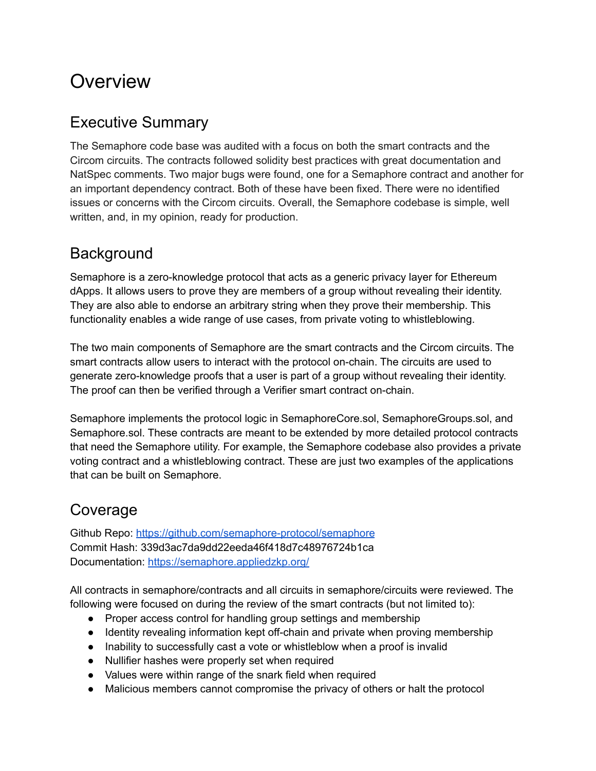# Overview

## Executive Summary

The Semaphore code base was audited with a focus on both the smart contracts and the Circom circuits. The contracts followed solidity best practices with great documentation and NatSpec comments. Two major bugs were found, one for a Semaphore contract and another for an important dependency contract. Both of these have been fixed. There were no identified issues or concerns with the Circom circuits. Overall, the Semaphore codebase is simple, well written, and, in my opinion, ready for production.

## Background

Semaphore is a zero-knowledge protocol that acts as a generic privacy layer for Ethereum dApps. It allows users to prove they are members of a group without revealing their identity. They are also able to endorse an arbitrary string when they prove their membership. This functionality enables a wide range of use cases, from private voting to whistleblowing.

The two main components of Semaphore are the smart contracts and the Circom circuits. The smart contracts allow users to interact with the protocol on-chain. The circuits are used to generate zero-knowledge proofs that a user is part of a group without revealing their identity. The proof can then be verified through a Verifier smart contract on-chain.

Semaphore implements the protocol logic in SemaphoreCore.sol, SemaphoreGroups.sol, and Semaphore.sol. These contracts are meant to be extended by more detailed protocol contracts that need the Semaphore utility. For example, the Semaphore codebase also provides a private voting contract and a whistleblowing contract. These are just two examples of the applications that can be built on Semaphore.

## Coverage

Github Repo: [https://github.com/semaphore-protocol/semaphore](https://github.com/semaphore-protocol/semaphore)
Commit Hash: 339d3ac7da9dd22eeda46f418d7c48976724b1ca
Documentation: [https://semaphore.appliedzkp.org/](https://semaphore.appliedzkp.org/)

All contracts in semaphore/contracts and all circuits in semaphore/circuits were reviewed. The following were focused on during the review of the smart contracts (but not limited to):

- Proper access control for handling group settings and membership
- Identity revealing information kept off-chain and private when proving membership
- Inability to successfully cast a vote or whistleblow when a proof is invalid
- Nullifier hashes were properly set when required
- Values were within range of the snark field when required
- Malicious members cannot compromise the privacy of others or halt the protocol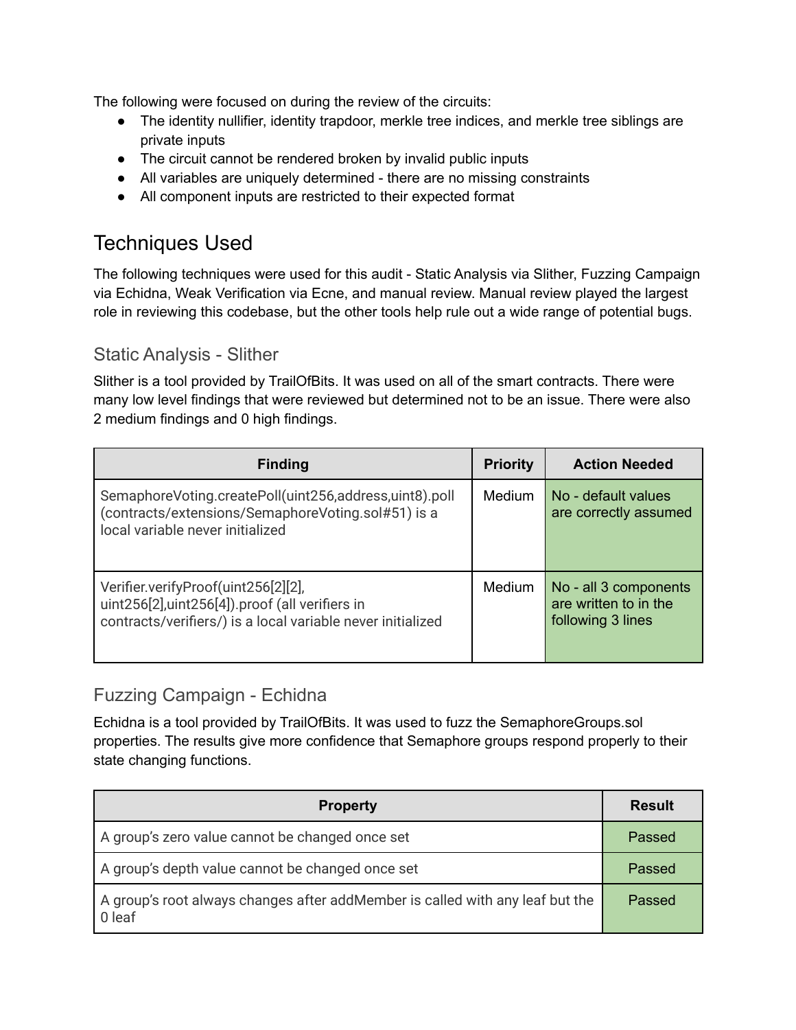The following were focused on during the review of the circuits:

- The identity nullifier, identity trapdoor, merkle tree indices, and merkle tree siblings are private inputs
- The circuit cannot be rendered broken by invalid public inputs
- All variables are uniquely determined - there are no missing constraints
- All component inputs are restricted to their expected format

# Techniques Used

The following techniques were used for this audit - Static Analysis via Slither, Fuzzing Campaign via Echidna, Weak Verification via Ecne, and manual review. Manual review played the largest role in reviewing this codebase, but the other tools help rule out a wide range of potential bugs.

## Static Analysis - Slither

Slither is a tool provided by TrailOfBits. It was used on all of the smart contracts. There were many low level findings that were reviewed but determined not to be an issue. There were also 2 medium findings and 0 high findings.

| Finding | Priority | Action Needed |
| --- | --- | --- |
| SemaphoreVoting.createPoll(uint256,address,uint8).poll (contracts/extensions/SemaphoreVoting.sol#51) is a local variable never initialized | Medium | No - default values are correctly assumed |
| Verifier.verifyProof(uint256[2][2], uint256[2],uint256[4]).proof (all verifiers in contracts/verifiers/) is a local variable never initialized | Medium | No - all 3 components are written to in the following 3 lines |

## Fuzzing Campaign - Echidna

Echidna is a tool provided by TrailOfBits. It was used to fuzz the SemaphoreGroups.sol properties. The results give more confidence that Semaphore groups respond properly to their state changing functions.

| Property | Result |
| --- | --- |
| A group's zero value cannot be changed once set | Passed |
| A group's depth value cannot be changed once set | Passed |
| A group's root always changes after addMember is called with any leaf but the 0 leaf | Passed |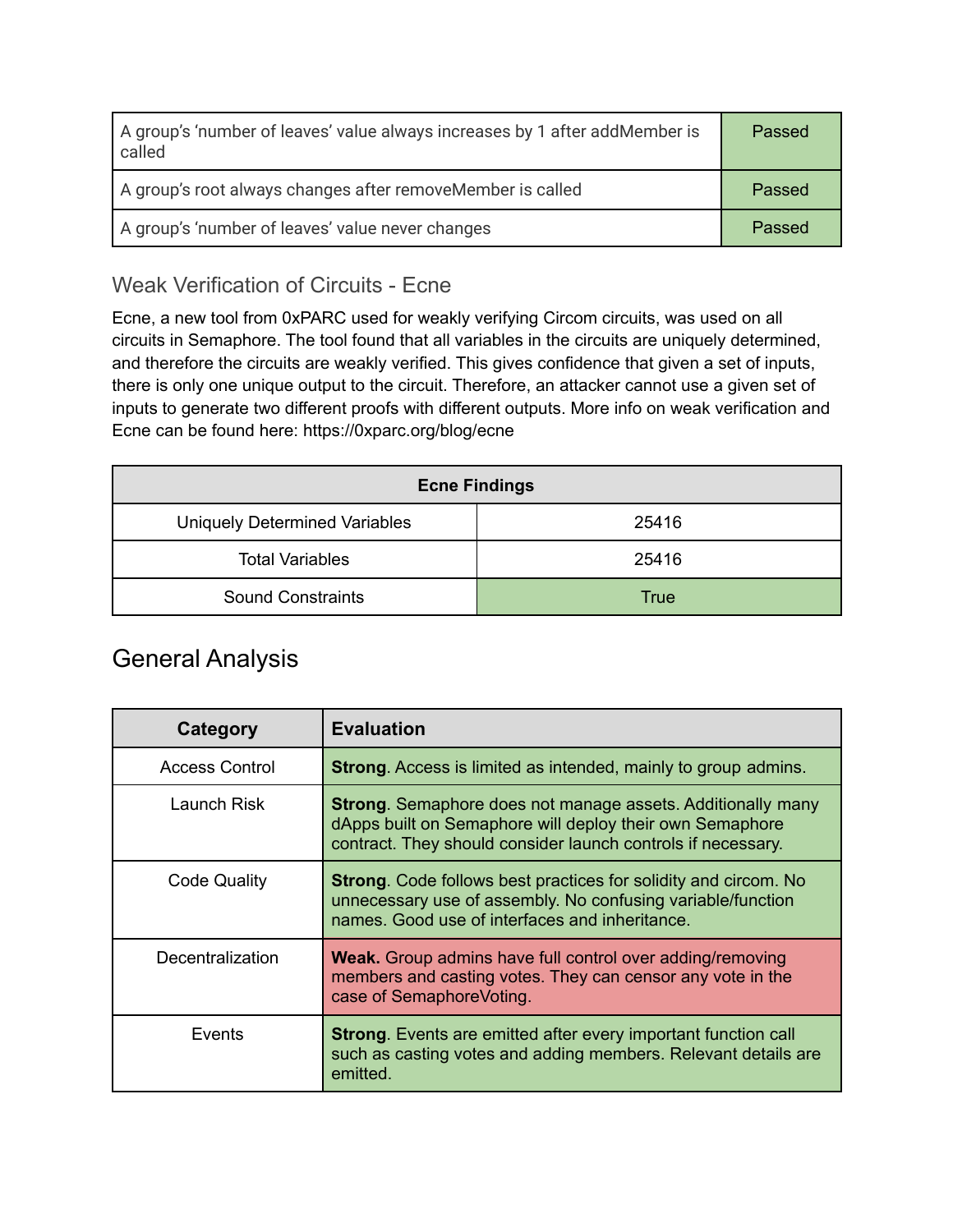| | |
|---|---|
| A group's 'number of leaves' value always increases by 1 after addMember is called | Passed |
| A group's root always changes after removeMember is called | Passed |
| A group's 'number of leaves' value never changes | Passed |

### Weak Verification of Circuits - Ecne

Ecne, a new tool from 0xPARC used for weakly verifying Circom circuits, was used on all circuits in Semaphore. The tool found that all variables in the circuits are uniquely determined, and therefore the circuits are weakly verified. This gives confidence that given a set of inputs, there is only one unique output to the circuit. Therefore, an attacker cannot use a given set of inputs to generate two different proofs with different outputs. More info on weak verification and Ecne can be found here: https://0xparc.org/blog/ecne

| Ecne Findings | |
|---|---|
| Uniquely Determined Variables | 25416 |
| Total Variables | 25416 |
| Sound Constraints | True |

## General Analysis

| Category | Evaluation |
|---|---|
| Access Control | **Strong**. Access is limited as intended, mainly to group admins. |
| Launch Risk | **Strong**. Semaphore does not manage assets. Additionally many dApps built on Semaphore will deploy their own Semaphore contract. They should consider launch controls if necessary. |
| Code Quality | **Strong**. Code follows best practices for solidity and circom. No unnecessary use of assembly. No confusing variable/function names. Good use of interfaces and inheritance. |
| Decentralization | **Weak.** Group admins have full control over adding/removing members and casting votes. They can censor any vote in the case of SemaphoreVoting. |
| Events | **Strong**. Events are emitted after every important function call such as casting votes and adding members. Relevant details are emitted. |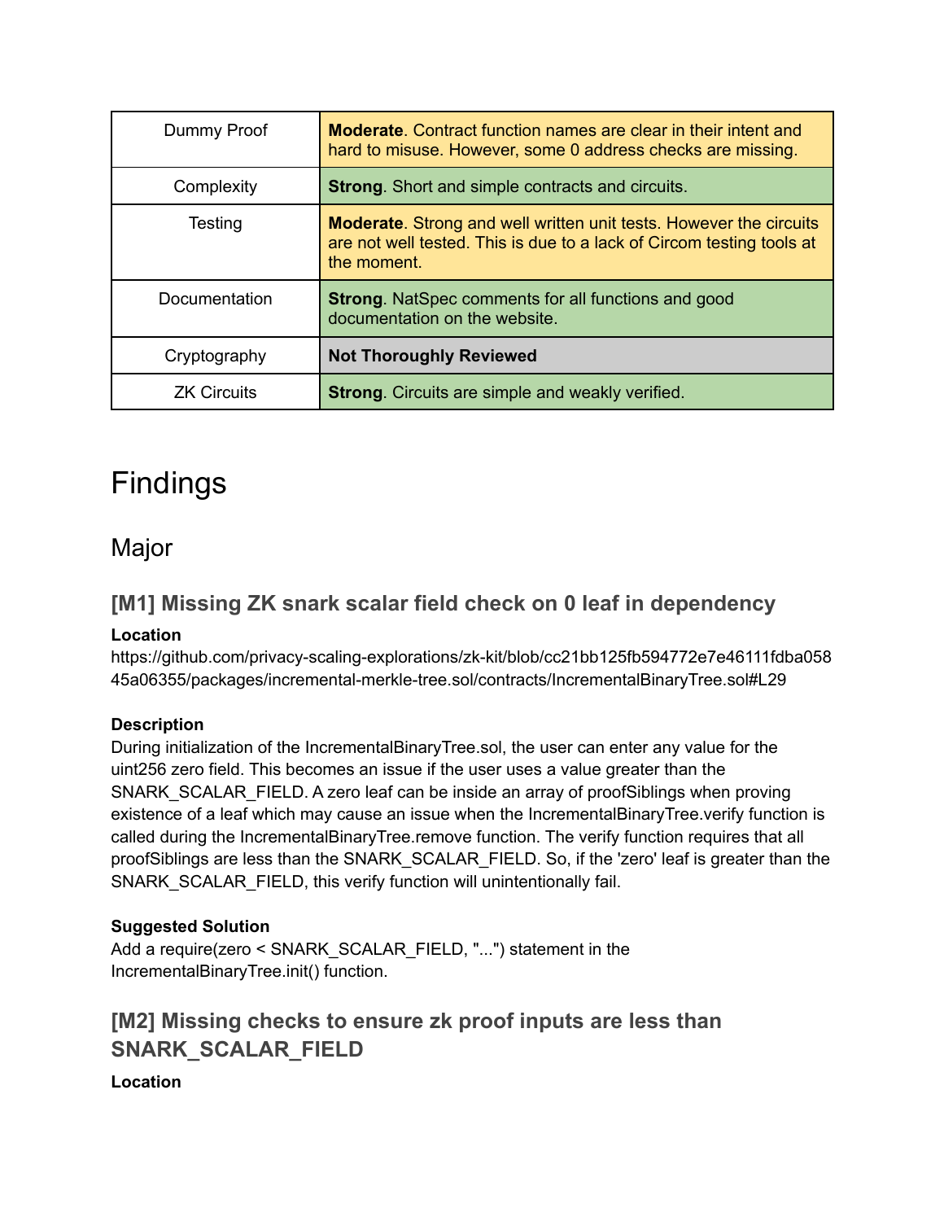| Dummy Proof | **Moderate**. Contract function names are clear in their intent and hard to misuse. However, some 0 address checks are missing. |
|---|---|
| Complexity | **Strong**. Short and simple contracts and circuits. |
| Testing | **Moderate**. Strong and well written unit tests. However the circuits are not well tested. This is due to a lack of Circom testing tools at the moment. |
| Documentation | **Strong**. NatSpec comments for all functions and good documentation on the website. |
| Cryptography | **Not Thoroughly Reviewed** |
| ZK Circuits | **Strong**. Circuits are simple and weakly verified. |

# Findings

## Major

### [M1] Missing ZK snark scalar field check on 0 leaf in dependency

**Location**

https://github.com/privacy-scaling-explorations/zk-kit/blob/cc21bb125fb594772e7e46111fdba05845a06355/packages/incremental-merkle-tree.sol/contracts/IncrementalBinaryTree.sol#L29

**Description**

During initialization of the IncrementalBinaryTree.sol, the user can enter any value for the uint256 zero field. This becomes an issue if the user uses a value greater than the SNARK_SCALAR_FIELD. A zero leaf can be inside an array of proofSiblings when proving existence of a leaf which may cause an issue when the IncrementalBinaryTree.verify function is called during the IncrementalBinaryTree.remove function. The verify function requires that all proofSiblings are less than the SNARK_SCALAR_FIELD. So, if the 'zero' leaf is greater than the SNARK_SCALAR_FIELD, this verify function will unintentionally fail.

**Suggested Solution**

Add a require(zero < SNARK_SCALAR_FIELD, "...") statement in the IncrementalBinaryTree.init() function.

### [M2] Missing checks to ensure zk proof inputs are less than SNARK_SCALAR_FIELD

**Location**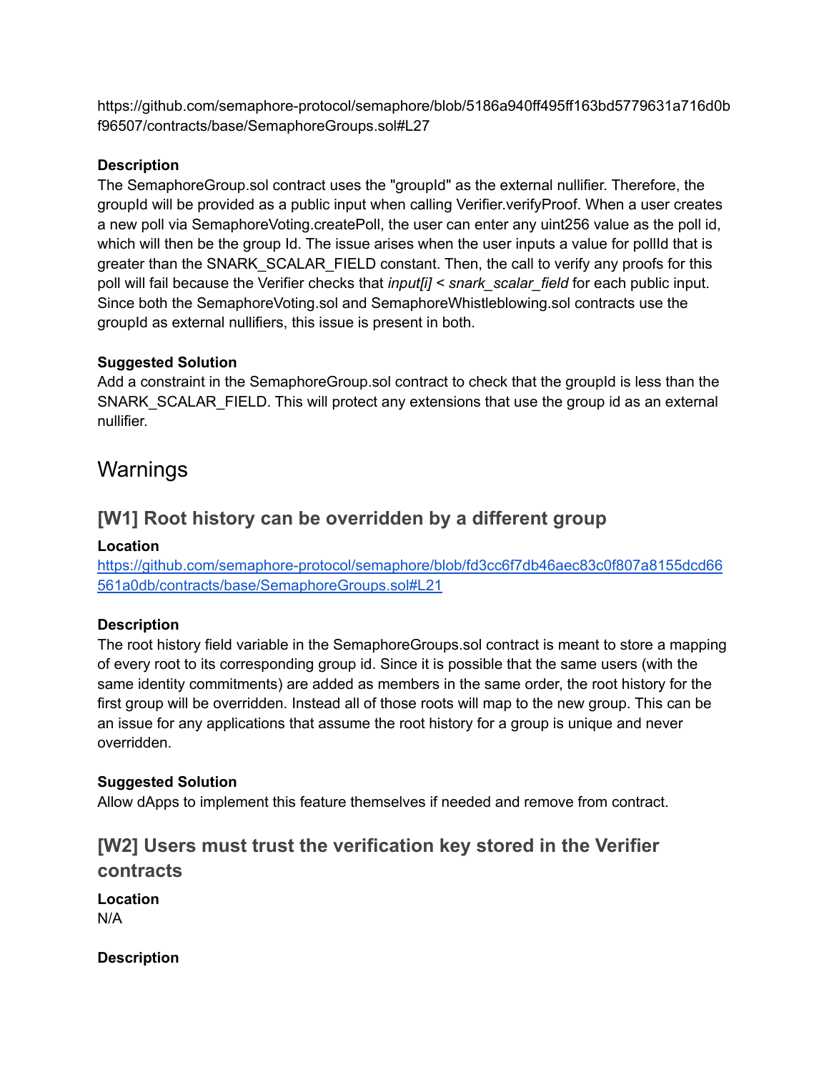https://github.com/semaphore-protocol/semaphore/blob/5186a940ff495ff163bd5779631a716d0bf96507/contracts/base/SemaphoreGroups.sol#L27

### Description

The SemaphoreGroup.sol contract uses the "groupId" as the external nullifier. Therefore, the groupId will be provided as a public input when calling Verifier.verifyProof. When a user creates a new poll via SemaphoreVoting.createPoll, the user can enter any uint256 value as the poll id, which will then be the group Id. The issue arises when the user inputs a value for pollId that is greater than the SNARK_SCALAR_FIELD constant. Then, the call to verify any proofs for this poll will fail because the Verifier checks that *input[i] < snark_scalar_field* for each public input. Since both the SemaphoreVoting.sol and SemaphoreWhistleblowing.sol contracts use the groupId as external nullifiers, this issue is present in both.

### Suggested Solution

Add a constraint in the SemaphoreGroup.sol contract to check that the groupId is less than the SNARK_SCALAR_FIELD. This will protect any extensions that use the group id as an external nullifier.

# Warnings

## [W1] Root history can be overridden by a different group

### Location

[https://github.com/semaphore-protocol/semaphore/blob/fd3cc6f7db46aec83c0f807a8155dcd66561a0db/contracts/base/SemaphoreGroups.sol#L21](https://github.com/semaphore-protocol/semaphore/blob/fd3cc6f7db46aec83c0f807a8155dcd66561a0db/contracts/base/SemaphoreGroups.sol#L21)

### Description

The root history field variable in the SemaphoreGroups.sol contract is meant to store a mapping of every root to its corresponding group id. Since it is possible that the same users (with the same identity commitments) are added as members in the same order, the root history for the first group will be overridden. Instead all of those roots will map to the new group. This can be an issue for any applications that assume the root history for a group is unique and never overridden.

### Suggested Solution

Allow dApps to implement this feature themselves if needed and remove from contract.

## [W2] Users must trust the verification key stored in the Verifier contracts

### Location

N/A

### Description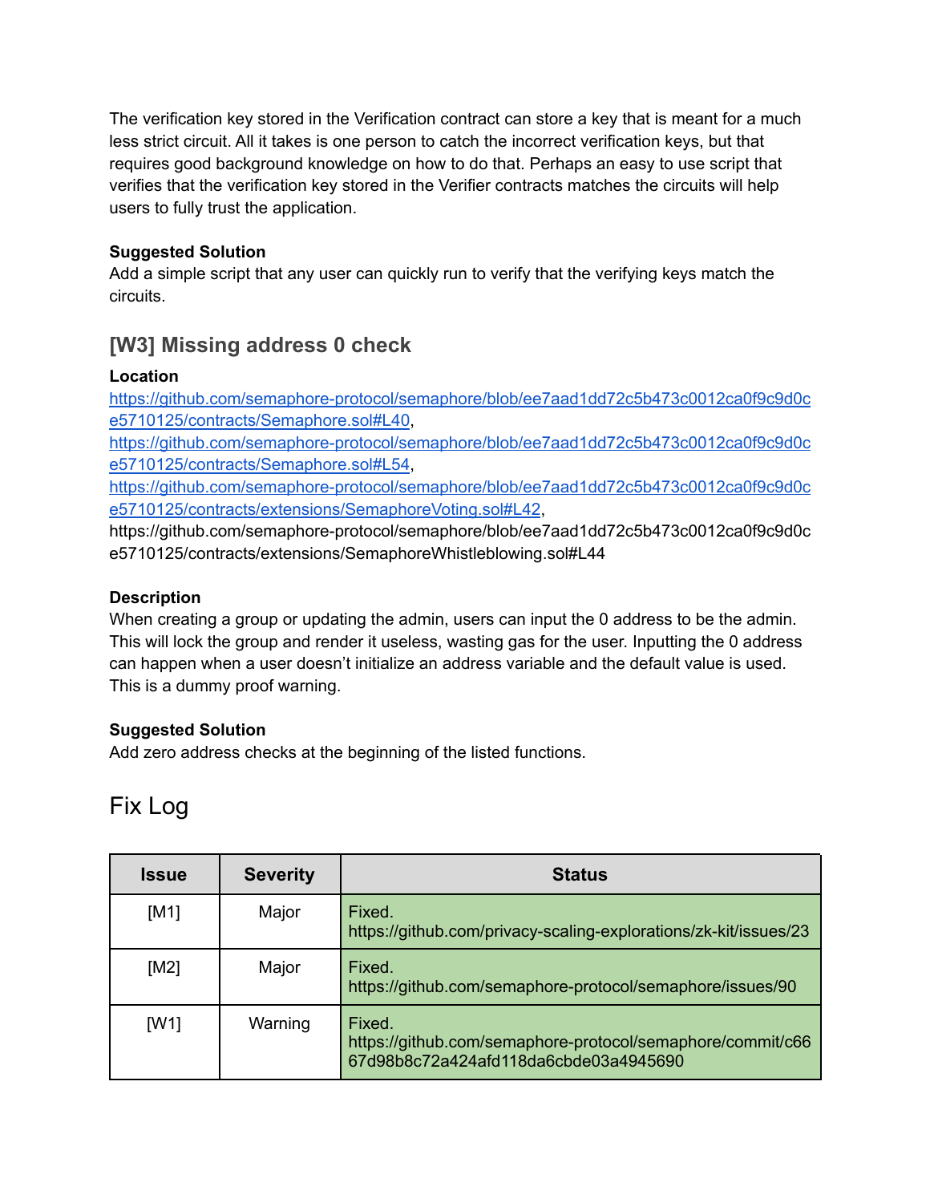The verification key stored in the Verification contract can store a key that is meant for a much less strict circuit. All it takes is one person to catch the incorrect verification keys, but that requires good background knowledge on how to do that. Perhaps an easy to use script that verifies that the verification key stored in the Verifier contracts matches the circuits will help users to fully trust the application.

**Suggested Solution**

Add a simple script that any user can quickly run to verify that the verifying keys match the circuits.

## [W3] Missing address 0 check

**Location**

https://github.com/semaphore-protocol/semaphore/blob/ee7aad1dd72c5b473c0012ca0f9c9d0ce5710125/contracts/Semaphore.sol#L40,
https://github.com/semaphore-protocol/semaphore/blob/ee7aad1dd72c5b473c0012ca0f9c9d0ce5710125/contracts/Semaphore.sol#L54,
https://github.com/semaphore-protocol/semaphore/blob/ee7aad1dd72c5b473c0012ca0f9c9d0ce5710125/contracts/extensions/SemaphoreVoting.sol#L42,
https://github.com/semaphore-protocol/semaphore/blob/ee7aad1dd72c5b473c0012ca0f9c9d0ce5710125/contracts/extensions/SemaphoreWhistleblowing.sol#L44

**Description**

When creating a group or updating the admin, users can input the 0 address to be the admin. This will lock the group and render it useless, wasting gas for the user. Inputting the 0 address can happen when a user doesn't initialize an address variable and the default value is used. This is a dummy proof warning.

**Suggested Solution**

Add zero address checks at the beginning of the listed functions.

# Fix Log

| Issue | Severity | Status |
|---|---|---|
| [M1] | Major | Fixed. https://github.com/privacy-scaling-explorations/zk-kit/issues/23 |
| [M2] | Major | Fixed. https://github.com/semaphore-protocol/semaphore/issues/90 |
| [W1] | Warning | Fixed. https://github.com/semaphore-protocol/semaphore/commit/c6667d98b8c72a424afd118da6cbde03a4945690 |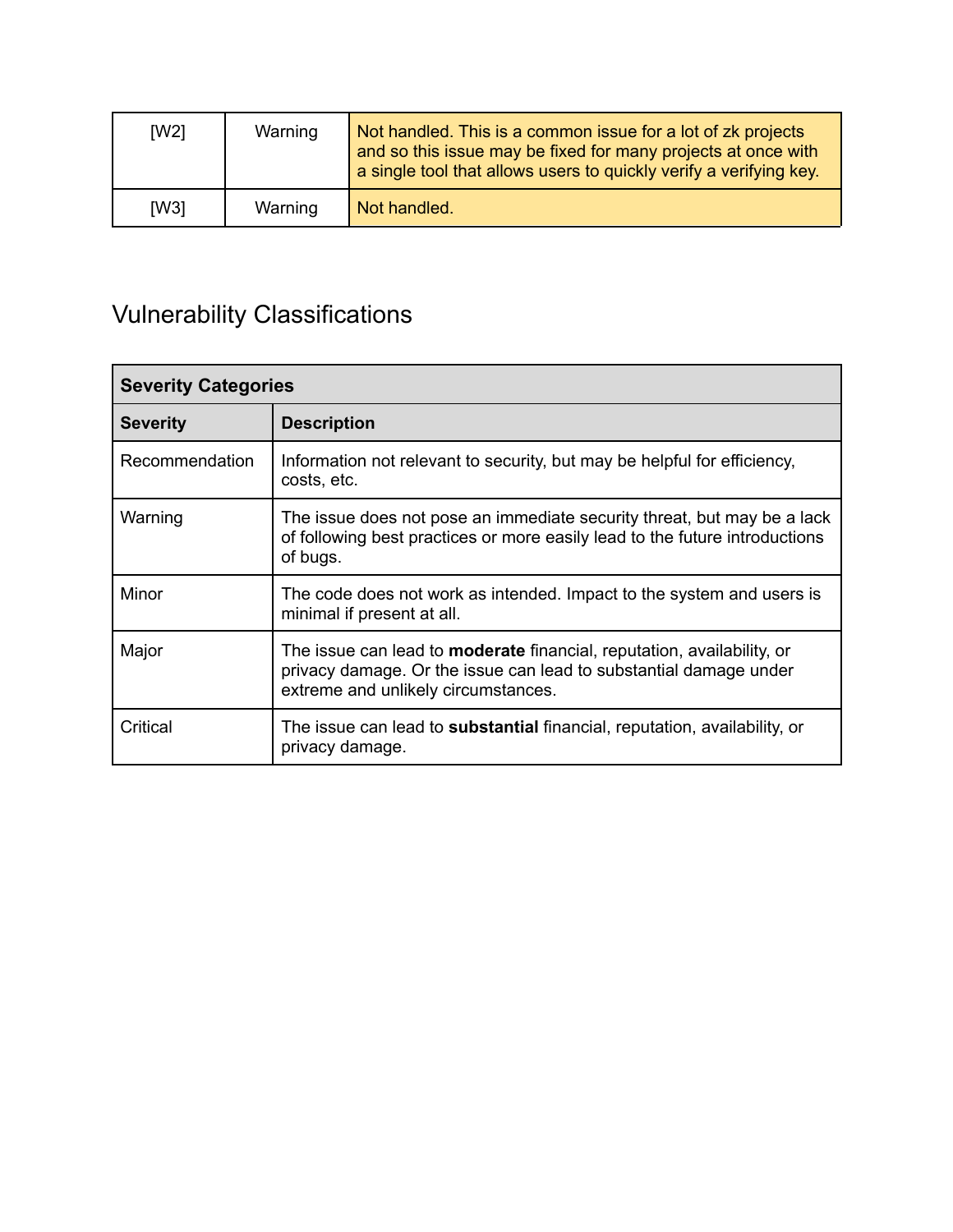| | | |
|---|---|---|
| [W2] | Warning | Not handled. This is a common issue for a lot of zk projects and so this issue may be fixed for many projects at once with a single tool that allows users to quickly verify a verifying key. |
| [W3] | Warning | Not handled. |

## Vulnerability Classifications

| **Severity Categories** | |
|---|---|
| **Severity** | **Description** |
| Recommendation | Information not relevant to security, but may be helpful for efficiency, costs, etc. |
| Warning | The issue does not pose an immediate security threat, but may be a lack of following best practices or more easily lead to the future introductions of bugs. |
| Minor | The code does not work as intended. Impact to the system and users is minimal if present at all. |
| Major | The issue can lead to **moderate** financial, reputation, availability, or privacy damage. Or the issue can lead to substantial damage under extreme and unlikely circumstances. |
| Critical | The issue can lead to **substantial** financial, reputation, availability, or privacy damage. |